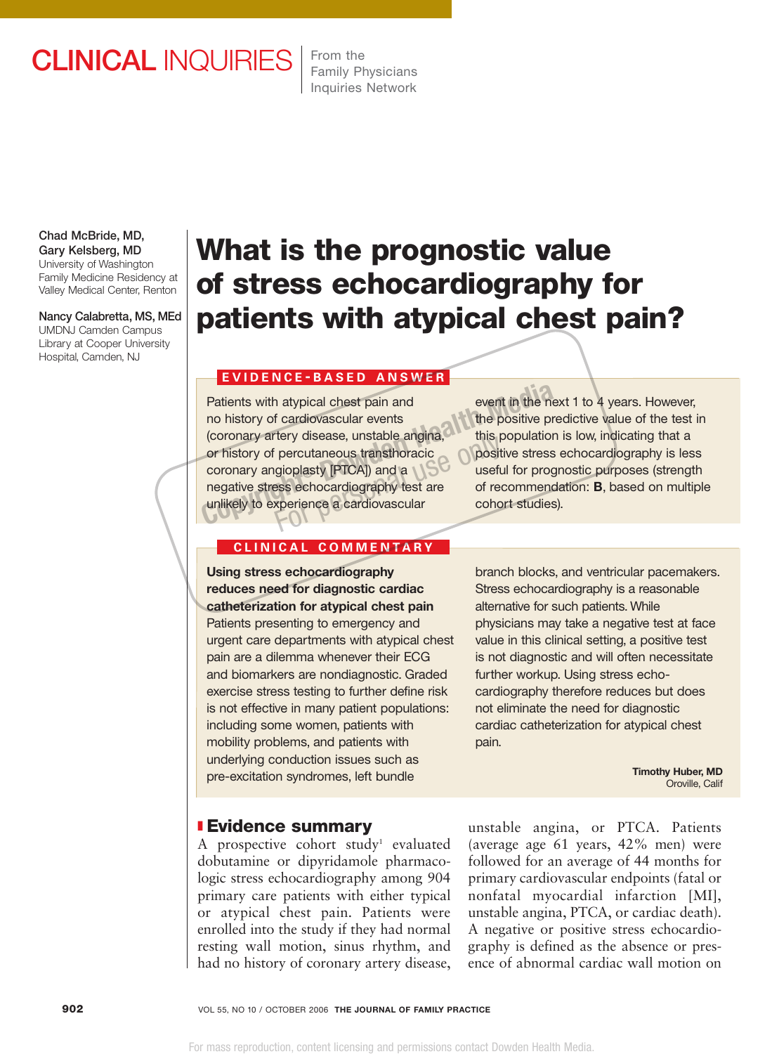CLINICAL INQUIRIES | From the Family Physicians Inquiries Network

Chad McBride, MD, Gary Kelsberg, MD
University of Washington Family Medicine Residency at Valley Medical Center, Renton

Nancy Calabretta, MS, MEd
UMDNJ Camden Campus Library at Cooper University Hospital, Camden, NJ

# What is the prognostic value of stress echocardiography for patients with atypical chest pain?

## EVIDENCE-BASED ANSWER

Patients with atypical chest pain and no history of cardiovascular events (coronary artery disease, unstable angina, or history of percutaneous transthoracic coronary angioplasty [PTCA]) and a negative stress echocardiography test are unlikely to experience a cardiovascular event in the next 1 to 4 years. However, the positive predictive value of the test in this population is low, indicating that a positive stress echocardiography is less useful for prognostic purposes (strength of recommendation: **B**, based on multiple cohort studies).

## CLINICAL COMMENTARY

**Using stress echocardiography reduces need for diagnostic cardiac catheterization for atypical chest pain**

Patients presenting to emergency and urgent care departments with atypical chest pain are a dilemma whenever their ECG and biomarkers are nondiagnostic. Graded exercise stress testing to further define risk is not effective in many patient populations: including some women, patients with mobility problems, and patients with underlying conduction issues such as pre-excitation syndromes, left bundle branch blocks, and ventricular pacemakers. Stress echocardiography is a reasonable alternative for such patients. While physicians may take a negative test at face value in this clinical setting, a positive test is not diagnostic and will often necessitate further workup. Using stress echocardiography therefore reduces but does not eliminate the need for diagnostic cardiac catheterization for atypical chest pain.

**Timothy Huber, MD**
Oroville, Calif

## Evidence summary

A prospective cohort study[1] evaluated dobutamine or dipyridamole pharmacologic stress echocardiography among 904 primary care patients with either typical or atypical chest pain. Patients were enrolled into the study if they had normal resting wall motion, sinus rhythm, and had no history of coronary artery disease, unstable angina, or PTCA. Patients (average age 61 years, 42% men) were followed for an average of 44 months for primary cardiovascular endpoints (fatal or nonfatal myocardial infarction [MI], unstable angina, PTCA, or cardiac death). A negative or positive stress echocardiography is defined as the absence or presence of abnormal cardiac wall motion on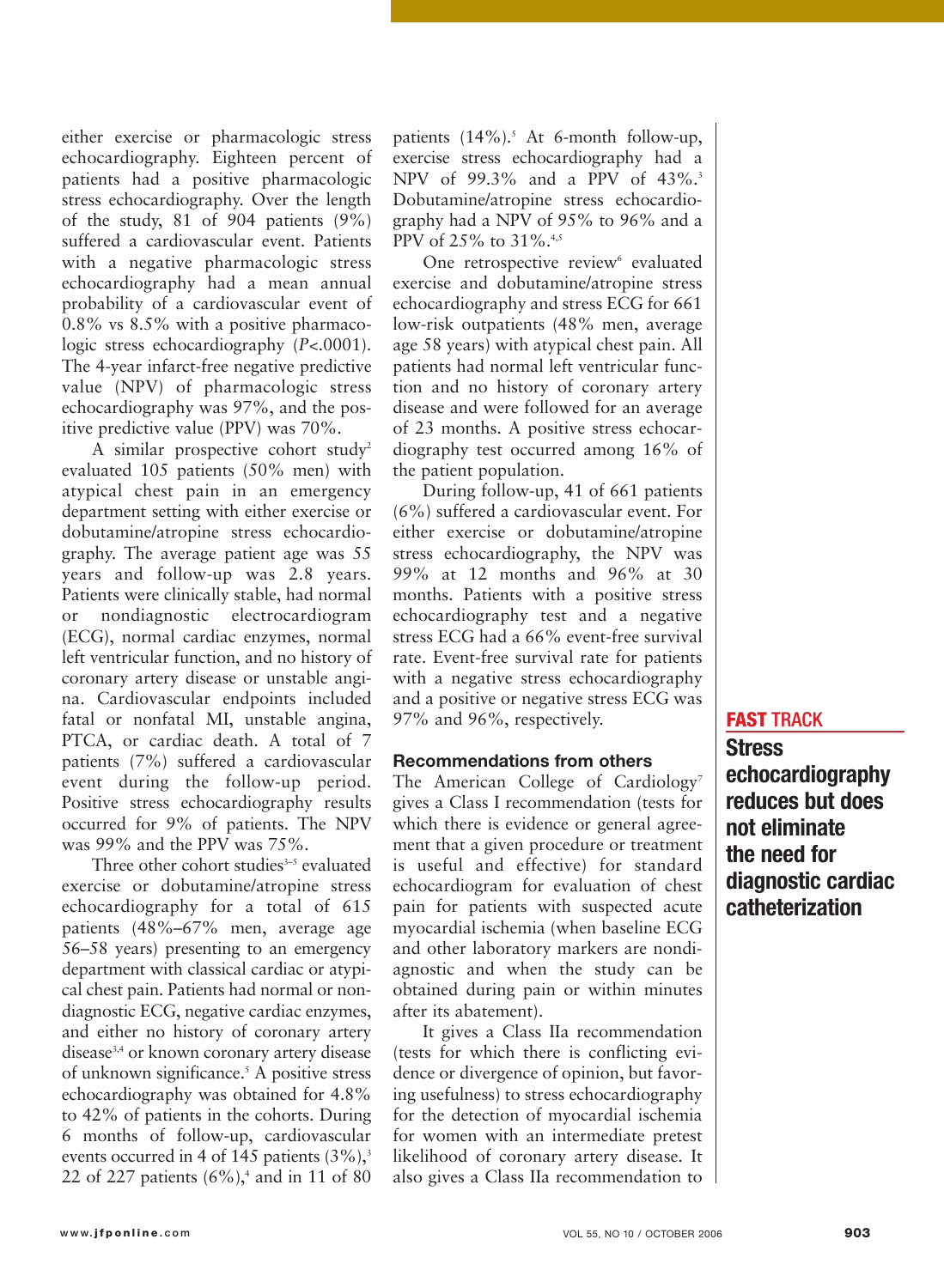either exercise or pharmacologic stress echocardiography. Eighteen percent of patients had a positive pharmacologic stress echocardiography. Over the length of the study, 81 of 904 patients (9%) suffered a cardiovascular event. Patients with a negative pharmacologic stress echocardiography had a mean annual probability of a cardiovascular event of 0.8% vs 8.5% with a positive pharmacologic stress echocardiography ($P<.0001$). The 4-year infarct-free negative predictive value (NPV) of pharmacologic stress echocardiography was 97%, and the positive predictive value (PPV) was 70%.

A similar prospective cohort study[2] evaluated 105 patients (50% men) with atypical chest pain in an emergency department setting with either exercise or dobutamine/atropine stress echocardiography. The average patient age was 55 years and follow-up was 2.8 years. Patients were clinically stable, had normal or nondiagnostic electrocardiogram (ECG), normal cardiac enzymes, normal left ventricular function, and no history of coronary artery disease or unstable angina. Cardiovascular endpoints included fatal or nonfatal MI, unstable angina, PTCA, or cardiac death. A total of 7 patients (7%) suffered a cardiovascular event during the follow-up period. Positive stress echocardiography results occurred for 9% of patients. The NPV was 99% and the PPV was 75%.

Three other cohort studies[3–5] evaluated exercise or dobutamine/atropine stress echocardiography for a total of 615 patients (48%–67% men, average age 56–58 years) presenting to an emergency department with classical cardiac or atypical chest pain. Patients had normal or nondiagnostic ECG, negative cardiac enzymes, and either no history of coronary artery disease[3,4] or known coronary artery disease of unknown significance.[5] A positive stress echocardiography was obtained for 4.8% to 42% of patients in the cohorts. During 6 months of follow-up, cardiovascular events occurred in 4 of 145 patients (3%),[3] 22 of 227 patients (6%),[4] and in 11 of 80 patients (14%).[5] At 6-month follow-up, exercise stress echocardiography had a NPV of 99.3% and a PPV of 43%.[3] Dobutamine/atropine stress echocardiography had a NPV of 95% to 96% and a PPV of 25% to 31%.[4,5]

One retrospective review[6] evaluated exercise and dobutamine/atropine stress echocardiography and stress ECG for 661 low-risk outpatients (48% men, average age 58 years) with atypical chest pain. All patients had normal left ventricular function and no history of coronary artery disease and were followed for an average of 23 months. A positive stress echocardiography test occurred among 16% of the patient population.

During follow-up, 41 of 661 patients (6%) suffered a cardiovascular event. For either exercise or dobutamine/atropine stress echocardiography, the NPV was 99% at 12 months and 96% at 30 months. Patients with a positive stress echocardiography test and a negative stress ECG had a 66% event-free survival rate. Event-free survival rate for patients with a negative stress echocardiography and a positive or negative stress ECG was 97% and 96%, respectively.

**FAST TRACK**

**Stress echocardiography reduces but does not eliminate the need for diagnostic cardiac catheterization**

### Recommendations from others

The American College of Cardiology[7] gives a Class I recommendation (tests for which there is evidence or general agreement that a given procedure or treatment is useful and effective) for standard echocardiogram for evaluation of chest pain for patients with suspected acute myocardial ischemia (when baseline ECG and other laboratory markers are nondiagnostic and when the study can be obtained during pain or within minutes after its abatement).

It gives a Class IIa recommendation (tests for which there is conflicting evidence or divergence of opinion, but favoring usefulness) to stress echocardiography for the detection of myocardial ischemia for women with an intermediate pretest likelihood of coronary artery disease. It also gives a Class IIa recommendation to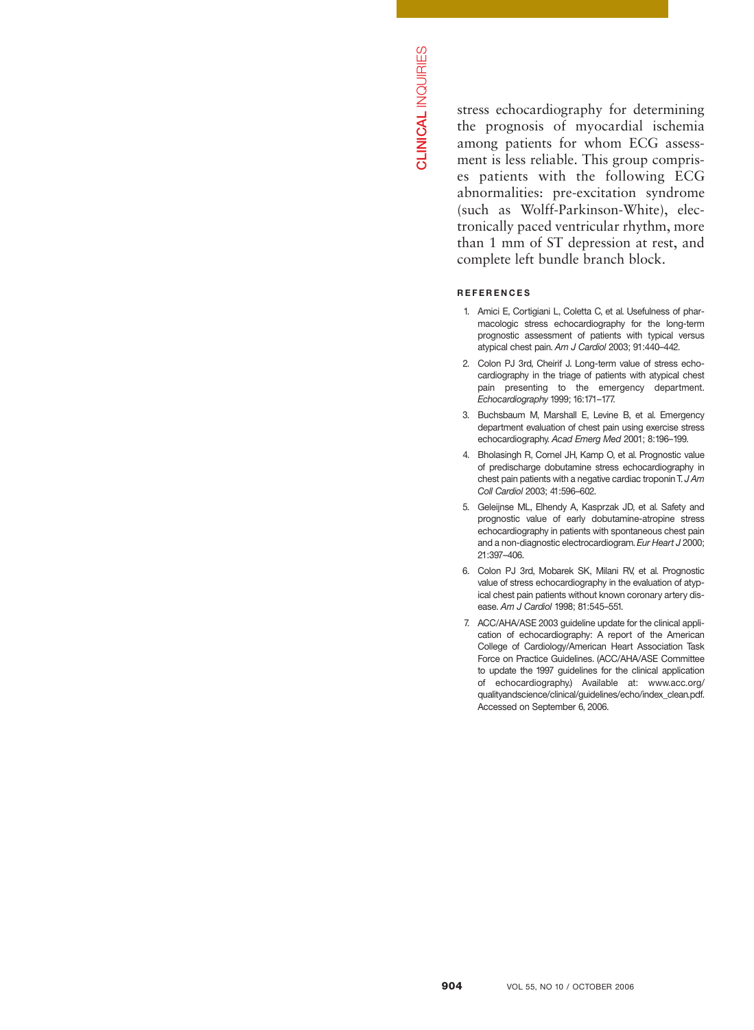stress echocardiography for determining the prognosis of myocardial ischemia among patients for whom ECG assessment is less reliable. This group comprises patients with the following ECG abnormalities: pre-excitation syndrome (such as Wolff-Parkinson-White), electronically paced ventricular rhythm, more than 1 mm of ST depression at rest, and complete left bundle branch block.

### REFERENCES

1. Amici E, Cortigiani L, Coletta C, et al. Usefulness of pharmacologic stress echocardiography for the long-term prognostic assessment of patients with typical versus atypical chest pain. *Am J Cardiol* 2003; 91:440–442.
2. Colon PJ 3rd, Cheirif J. Long-term value of stress echocardiography in the triage of patients with atypical chest pain presenting to the emergency department. *Echocardiography* 1999; 16:171–177.
3. Buchsbaum M, Marshall E, Levine B, et al. Emergency department evaluation of chest pain using exercise stress echocardiography. *Acad Emerg Med* 2001; 8:196–199.
4. Bholasingh R, Cornel JH, Kamp O, et al. Prognostic value of predischarge dobutamine stress echocardiography in chest pain patients with a negative cardiac troponin T. *J Am Coll Cardiol* 2003; 41:596–602.
5. Geleijnse ML, Elhendy A, Kasprzak JD, et al. Safety and prognostic value of early dobutamine-atropine stress echocardiography in patients with spontaneous chest pain and a non-diagnostic electrocardiogram. *Eur Heart J* 2000; 21:397–406.
6. Colon PJ 3rd, Mobarek SK, Milani RV, et al. Prognostic value of stress echocardiography in the evaluation of atypical chest pain patients without known coronary artery disease. *Am J Cardiol* 1998; 81:545–551.
7. ACC/AHA/ASE 2003 guideline update for the clinical application of echocardiography: A report of the American College of Cardiology/American Heart Association Task Force on Practice Guidelines. (ACC/AHA/ASE Committee to update the 1997 guidelines for the clinical application of echocardiography.) Available at: www.acc.org/qualityandscience/clinical/guidelines/echo/index_clean.pdf. Accessed on September 6, 2006.